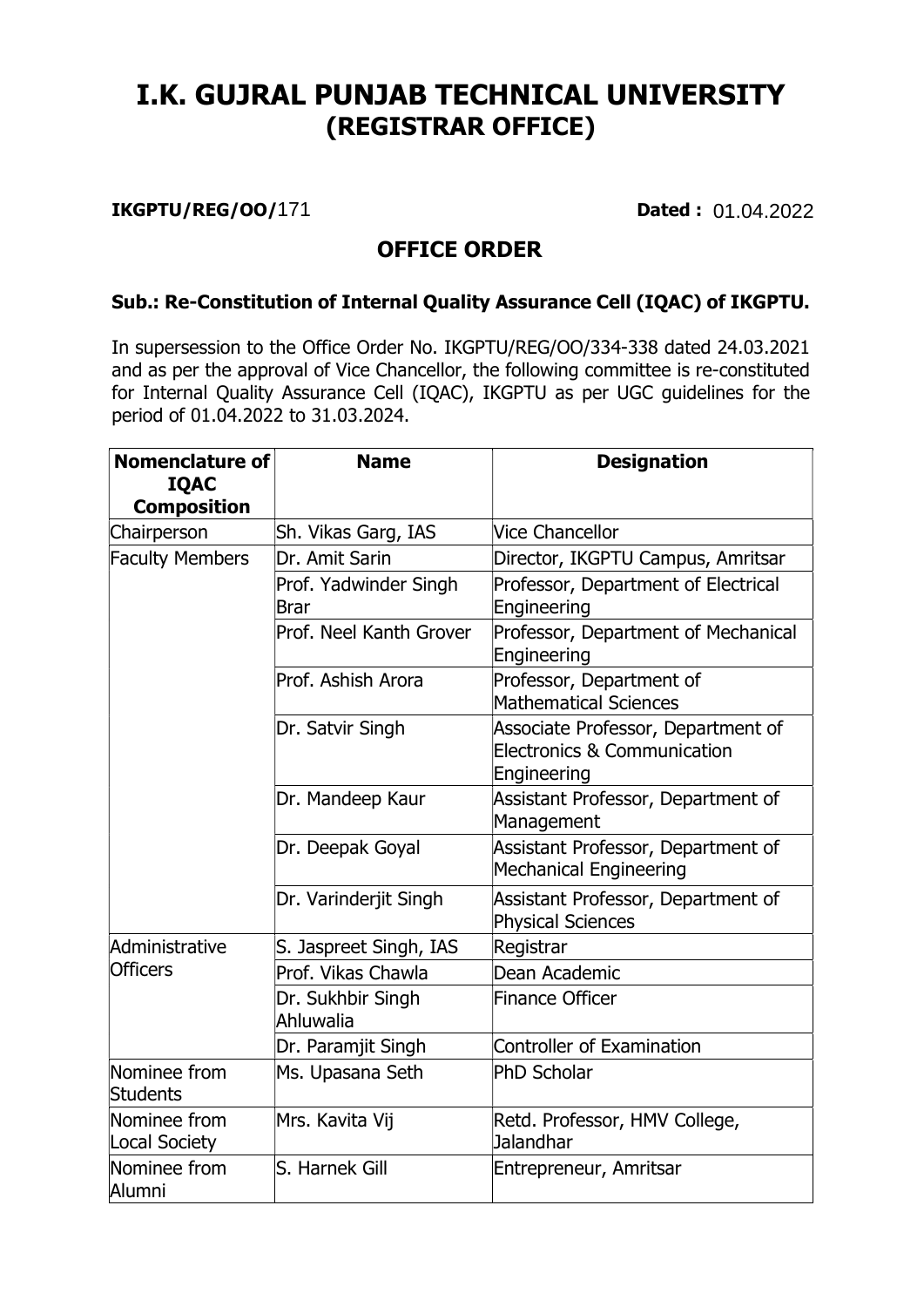# I.K. GUJRAL PUNJAB TECHNICAL UNIVERSITY
## (REGISTRAR OFFICE)

**IKGPTU/REG/OO/**171 **Dated :** 01.04.2022

### OFFICE ORDER

**Sub.: Re-Constitution of Internal Quality Assurance Cell (IQAC) of IKGPTU.**

In supersession to the Office Order No. IKGPTU/REG/OO/334-338 dated 24.03.2021 and as per the approval of Vice Chancellor, the following committee is re-constituted for Internal Quality Assurance Cell (IQAC), IKGPTU as per UGC guidelines for the period of 01.04.2022 to 31.03.2024.

| Nomenclature of IQAC Composition | Name | Designation |
|---|---|---|
| Chairperson | Sh. Vikas Garg, IAS | Vice Chancellor |
| Faculty Members | Dr. Amit Sarin | Director, IKGPTU Campus, Amritsar |
| | Prof. Yadwinder Singh Brar | Professor, Department of Electrical Engineering |
| | Prof. Neel Kanth Grover | Professor, Department of Mechanical Engineering |
| | Prof. Ashish Arora | Professor, Department of Mathematical Sciences |
| | Dr. Satvir Singh | Associate Professor, Department of Electronics & Communication Engineering |
| | Dr. Mandeep Kaur | Assistant Professor, Department of Management |
| | Dr. Deepak Goyal | Assistant Professor, Department of Mechanical Engineering |
| | Dr. Varinderjit Singh | Assistant Professor, Department of Physical Sciences |
| Administrative Officers | S. Jaspreet Singh, IAS | Registrar |
| | Prof. Vikas Chawla | Dean Academic |
| | Dr. Sukhbir Singh Ahluwalia | Finance Officer |
| | Dr. Paramjit Singh | Controller of Examination |
| Nominee from Students | Ms. Upasana Seth | PhD Scholar |
| Nominee from Local Society | Mrs. Kavita Vij | Retd. Professor, HMV College, Jalandhar |
| Nominee from Alumni | S. Harnek Gill | Entrepreneur, Amritsar |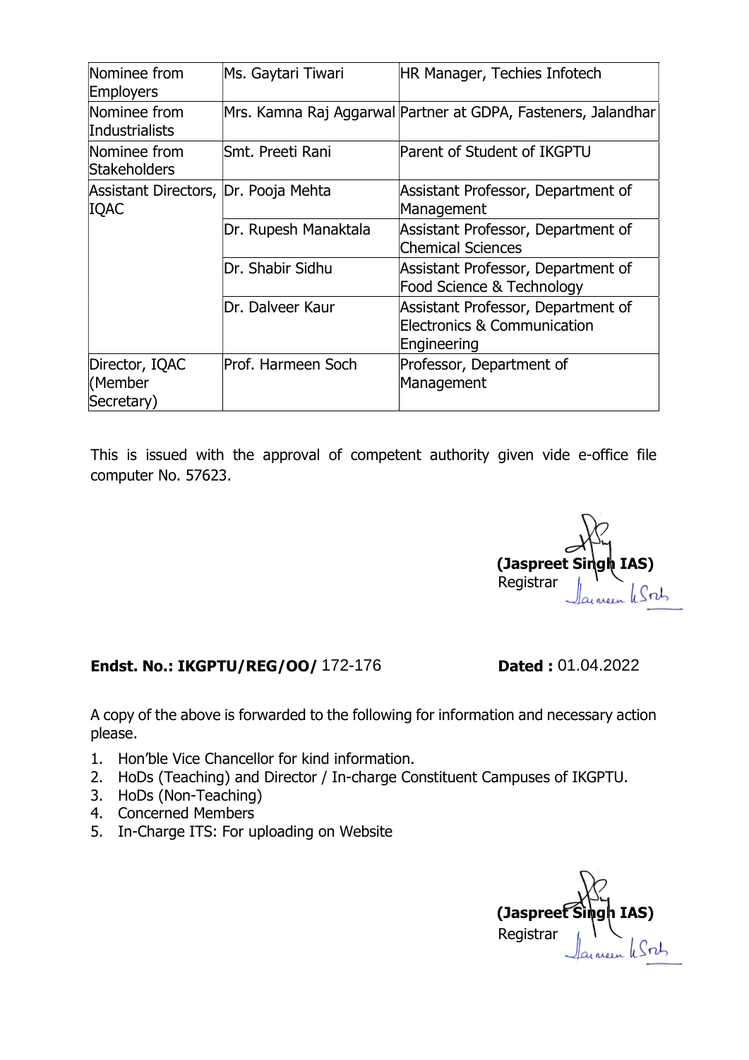| | | |
|---|---|---|
| Nominee from Employers | Ms. Gaytari Tiwari | HR Manager, Techies Infotech |
| Nominee from Industrialists | Mrs. Kamna Raj Aggarwal | Partner at GDPA, Fasteners, Jalandhar |
| Nominee from Stakeholders | Smt. Preeti Rani | Parent of Student of IKGPTU |
| Assistant Directors, IQAC | Dr. Pooja Mehta | Assistant Professor, Department of Management |
| | Dr. Rupesh Manaktala | Assistant Professor, Department of Chemical Sciences |
| | Dr. Shabir Sidhu | Assistant Professor, Department of Food Science & Technology |
| | Dr. Dalveer Kaur | Assistant Professor, Department of Electronics & Communication Engineering |
| Director, IQAC (Member Secretary) | Prof. Harmeen Soch | Professor, Department of Management |

This is issued with the approval of competent authority given vide e-office file computer No. 57623.

**(Jaspreet Singh IAS)**
Registrar

**Endst. No.: IKGPTU/REG/OO/** 172-176 **Dated :** 01.04.2022

A copy of the above is forwarded to the following for information and necessary action please.

1. Hon'ble Vice Chancellor for kind information.
2. HoDs (Teaching) and Director / In-charge Constituent Campuses of IKGPTU.
3. HoDs (Non-Teaching)
4. Concerned Members
5. In-Charge ITS: For uploading on Website

**(Jaspreet Singh IAS)**
Registrar